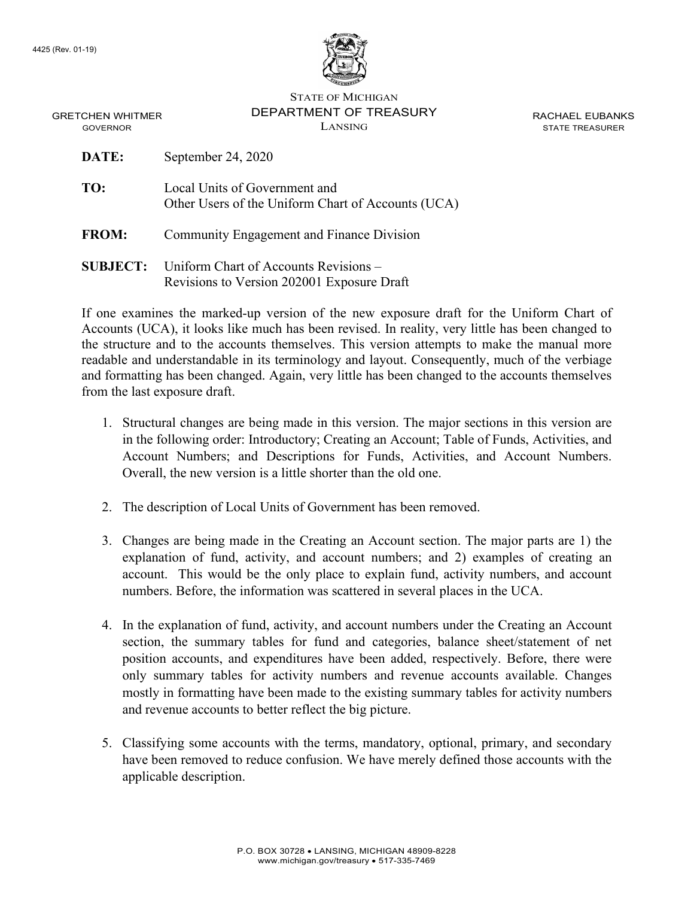4425 (Rev. 01-19)

STATE OF MICHIGAN
DEPARTMENT OF TREASURY
LANSING

GRETCHEN WHITMER
GOVERNOR

RACHAEL EUBANKS
STATE TREASURER

**DATE:** September 24, 2020

**TO:** Local Units of Government and
Other Users of the Uniform Chart of Accounts (UCA)

**FROM:** Community Engagement and Finance Division

**SUBJECT:** Uniform Chart of Accounts Revisions –
Revisions to Version 202001 Exposure Draft

If one examines the marked-up version of the new exposure draft for the Uniform Chart of Accounts (UCA), it looks like much has been revised. In reality, very little has been changed to the structure and to the accounts themselves. This version attempts to make the manual more readable and understandable in its terminology and layout. Consequently, much of the verbiage and formatting has been changed. Again, very little has been changed to the accounts themselves from the last exposure draft.

1. Structural changes are being made in this version. The major sections in this version are in the following order: Introductory; Creating an Account; Table of Funds, Activities, and Account Numbers; and Descriptions for Funds, Activities, and Account Numbers. Overall, the new version is a little shorter than the old one.

2. The description of Local Units of Government has been removed.

3. Changes are being made in the Creating an Account section. The major parts are 1) the explanation of fund, activity, and account numbers; and 2) examples of creating an account. This would be the only place to explain fund, activity numbers, and account numbers. Before, the information was scattered in several places in the UCA.

4. In the explanation of fund, activity, and account numbers under the Creating an Account section, the summary tables for fund and categories, balance sheet/statement of net position accounts, and expenditures have been added, respectively. Before, there were only summary tables for activity numbers and revenue accounts available. Changes mostly in formatting have been made to the existing summary tables for activity numbers and revenue accounts to better reflect the big picture.

5. Classifying some accounts with the terms, mandatory, optional, primary, and secondary have been removed to reduce confusion. We have merely defined those accounts with the applicable description.

P.O. BOX 30728 • LANSING, MICHIGAN 48909-8228
www.michigan.gov/treasury • 517-335-7469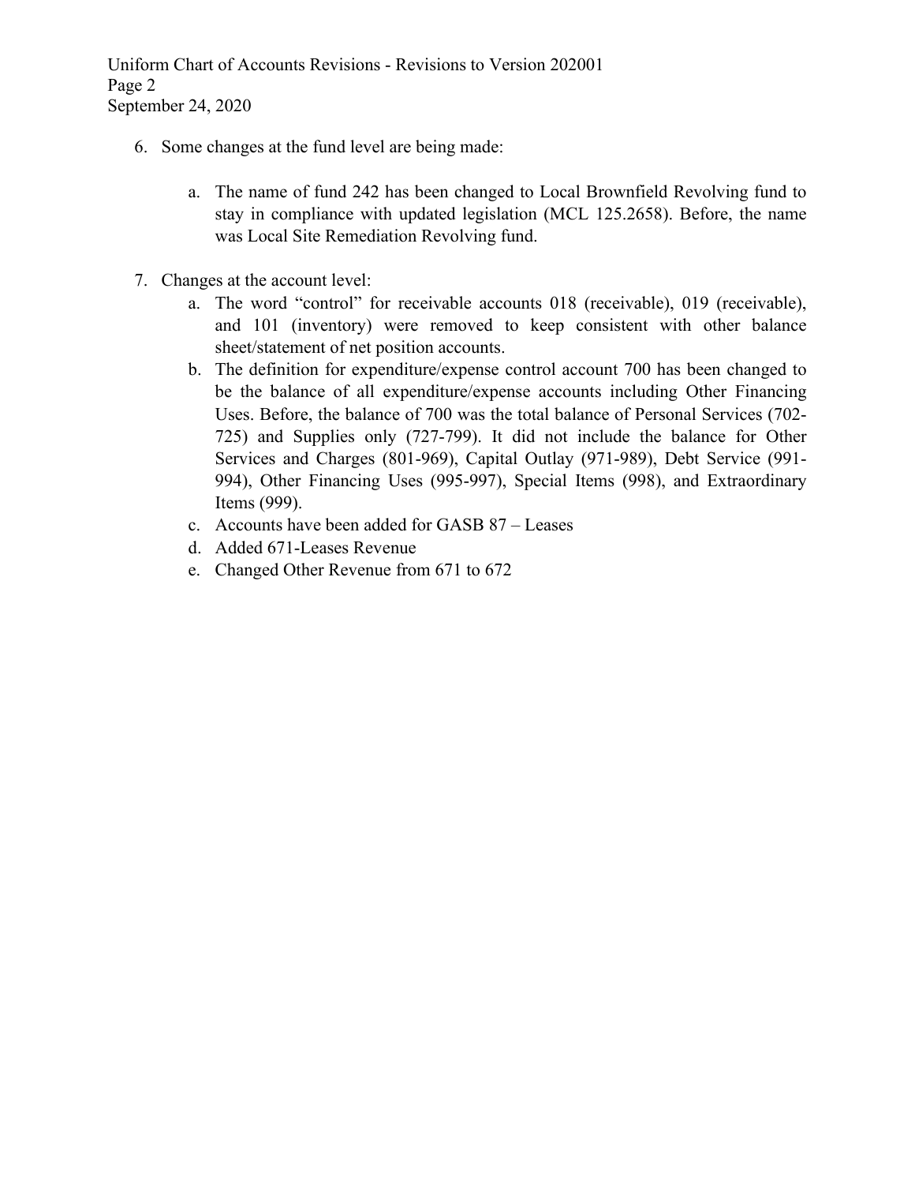6. Some changes at the fund level are being made:

   a. The name of fund 242 has been changed to Local Brownfield Revolving fund to stay in compliance with updated legislation (MCL 125.2658). Before, the name was Local Site Remediation Revolving fund.

7. Changes at the account level:
   a. The word “control” for receivable accounts 018 (receivable), 019 (receivable), and 101 (inventory) were removed to keep consistent with other balance sheet/statement of net position accounts.
   b. The definition for expenditure/expense control account 700 has been changed to be the balance of all expenditure/expense accounts including Other Financing Uses. Before, the balance of 700 was the total balance of Personal Services (702-725) and Supplies only (727-799). It did not include the balance for Other Services and Charges (801-969), Capital Outlay (971-989), Debt Service (991-994), Other Financing Uses (995-997), Special Items (998), and Extraordinary Items (999).
   c. Accounts have been added for GASB 87 – Leases
   d. Added 671-Leases Revenue
   e. Changed Other Revenue from 671 to 672